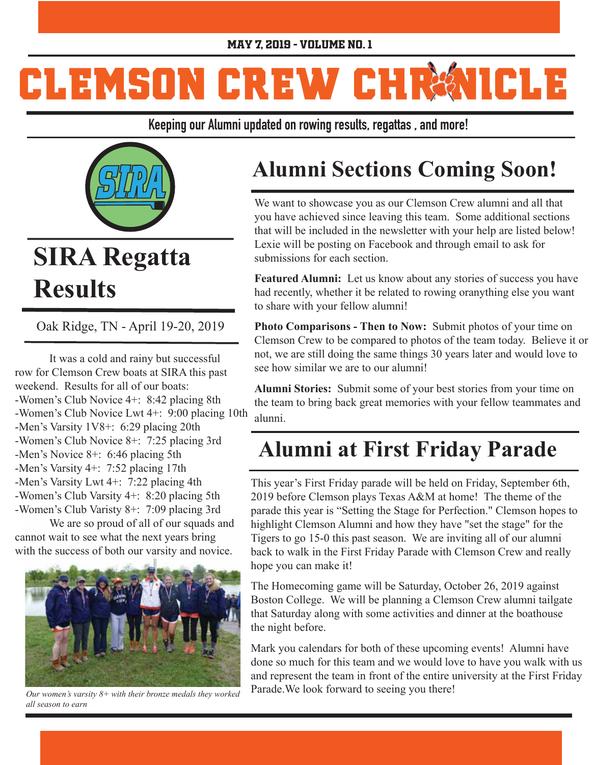MAY 7, 2019 - VOLUME NO. 1

# CLEMSON CREW CHRONICLE

**Keeping our Alumni updated on rowing results, regattas , and more!**

## SIRA Regatta Results

Oak Ridge, TN - April 19-20, 2019

It was a cold and rainy but successful row for Clemson Crew boats at SIRA this past weekend. Results for all of our boats:

-Women's Club Novice 4+: 8:42 placing 8th
-Women's Club Novice Lwt 4+: 9:00 placing 10th
-Men's Varsity 1V8+: 6:29 placing 20th
-Women's Club Novice 8+: 7:25 placing 3rd
-Men's Novice 8+: 6:46 placing 5th
-Men's Varsity 4+: 7:52 placing 17th
-Men's Varsity Lwt 4+: 7:22 placing 4th
-Women's Club Varsity 4+: 8:20 placing 5th
-Women's Club Varisty 8+: 7:09 placing 3rd

We are so proud of all of our squads and cannot wait to see what the next years bring with the success of both our varsity and novice.

*Our women's varsity 8+ with their bronze medals they worked all season to earn*

## Alumni Sections Coming Soon!

We want to showcase you as our Clemson Crew alumni and all that you have achieved since leaving this team. Some additional sections that will be included in the newsletter with your help are listed below! Lexie will be posting on Facebook and through email to ask for submissions for each section.

**Featured Alumni:** Let us know about any stories of success you have had recently, whether it be related to rowing oranything else you want to share with your fellow alumni!

**Photo Comparisons - Then to Now:** Submit photos of your time on Clemson Crew to be compared to photos of the team today. Believe it or not, we are still doing the same things 30 years later and would love to see how similar we are to our alumni!

**Alumni Stories:** Submit some of your best stories from your time on the team to bring back great memories with your fellow teammates and alunni.

## Alumni at First Friday Parade

This year's First Friday parade will be held on Friday, September 6th, 2019 before Clemson plays Texas A&M at home! The theme of the parade this year is "Setting the Stage for Perfection." Clemson hopes to highlight Clemson Alumni and how they have "set the stage" for the Tigers to go 15-0 this past season. We are inviting all of our alumni back to walk in the First Friday Parade with Clemson Crew and really hope you can make it!

The Homecoming game will be Saturday, October 26, 2019 against Boston College. We will be planning a Clemson Crew alumni tailgate that Saturday along with some activities and dinner at the boathouse the night before.

Mark you calendars for both of these upcoming events! Alumni have done so much for this team and we would love to have you walk with us and represent the team in front of the entire university at the First Friday Parade.We look forward to seeing you there!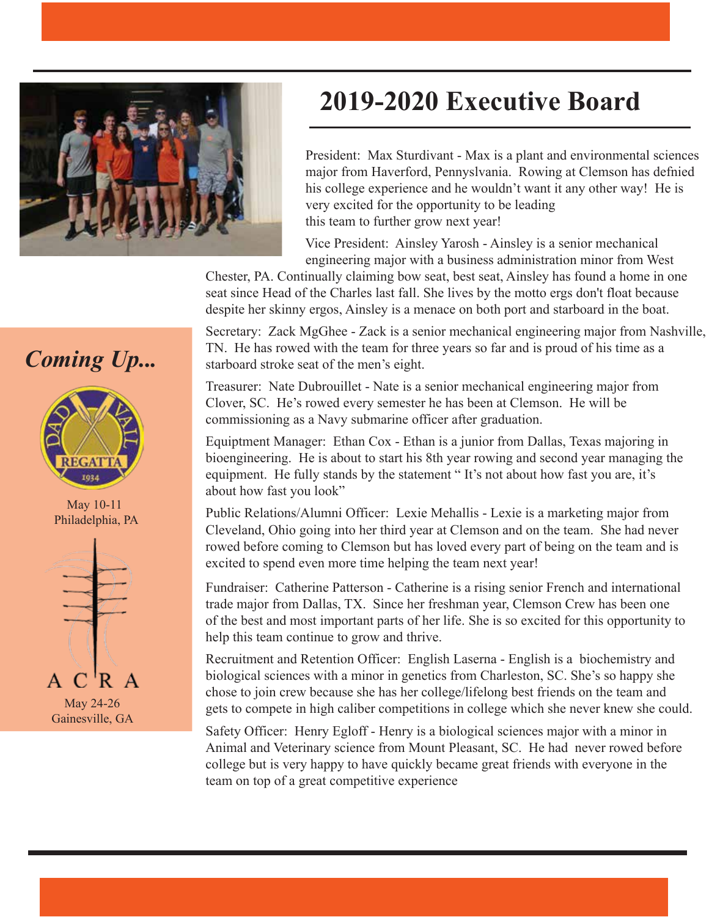# 2019-2020 Executive Board

President: Max Sturdivant - Max is a plant and environmental sciences major from Haverford, Pennyslvania. Rowing at Clemson has defnied his college experience and he wouldn't want it any other way! He is very excited for the opportunity to be leading this team to further grow next year!

Vice President: Ainsley Yarosh - Ainsley is a senior mechanical engineering major with a business administration minor from West Chester, PA. Continually claiming bow seat, best seat, Ainsley has found a home in one seat since Head of the Charles last fall. She lives by the motto ergs don't float because despite her skinny ergos, Ainsley is a menace on both port and starboard in the boat.

Secretary: Zack MgGhee - Zack is a senior mechanical engineering major from Nashville, TN. He has rowed with the team for three years so far and is proud of his time as a starboard stroke seat of the men's eight.

Treasurer: Nate Dubrouillet - Nate is a senior mechanical engineering major from Clover, SC. He's rowed every semester he has been at Clemson. He will be commissioning as a Navy submarine officer after graduation.

Equiptment Manager: Ethan Cox - Ethan is a junior from Dallas, Texas majoring in bioengineering. He is about to start his 8th year rowing and second year managing the equipment. He fully stands by the statement " It's not about how fast you are, it's about how fast you look"

Public Relations/Alumni Officer: Lexie Mehallis - Lexie is a marketing major from Cleveland, Ohio going into her third year at Clemson and on the team. She had never rowed before coming to Clemson but has loved every part of being on the team and is excited to spend even more time helping the team next year!

Fundraiser: Catherine Patterson - Catherine is a rising senior French and international trade major from Dallas, TX. Since her freshman year, Clemson Crew has been one of the best and most important parts of her life. She is so excited for this opportunity to help this team continue to grow and thrive.

Recruitment and Retention Officer: English Laserna - English is a biochemistry and biological sciences with a minor in genetics from Charleston, SC. She's so happy she chose to join crew because she has her college/lifelong best friends on the team and gets to compete in high caliber competitions in college which she never knew she could.

Safety Officer: Henry Egloff - Henry is a biological sciences major with a minor in Animal and Veterinary science from Mount Pleasant, SC. He had never rowed before college but is very happy to have quickly became great friends with everyone in the team on top of a great competitive experience

## *Coming Up...*

DAD VAIL REGATTA 1934

May 10-11
Philadelphia, PA

ACRA

May 24-26
Gainesville, GA